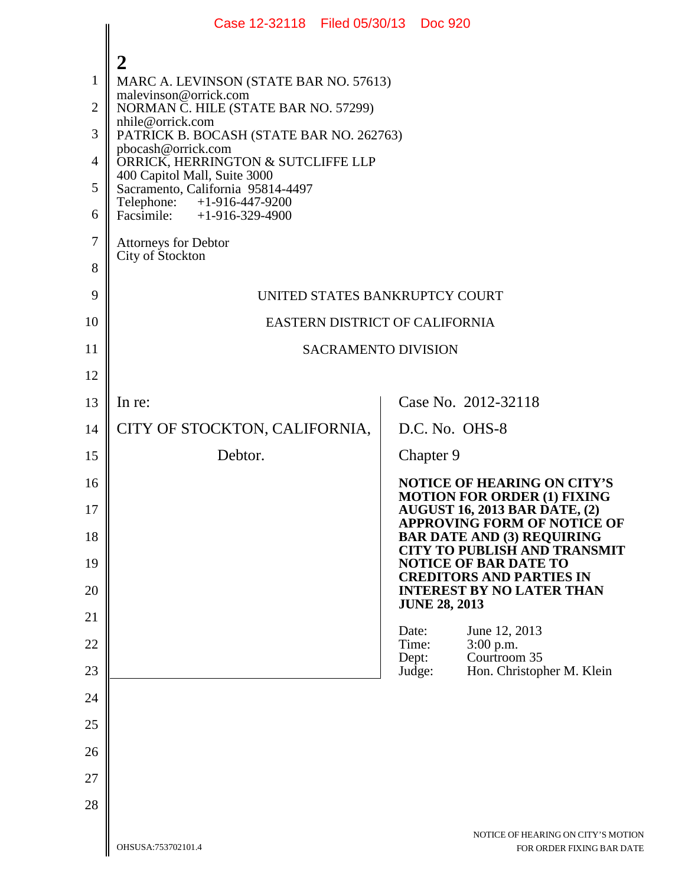**2**

MARC A. LEVINSON (STATE BAR NO. 57613)
malevinson@orrick.com
NORMAN C. HILE (STATE BAR NO. 57299)
nhile@orrick.com
PATRICK B. BOCASH (STATE BAR NO. 262763)
pbocash@orrick.com
ORRICK, HERRINGTON & SUTCLIFFE LLP
400 Capitol Mall, Suite 3000
Sacramento, California 95814-4497
Telephone: +1-916-447-9200
Facsimile: +1-916-329-4900

Attorneys for Debtor
City of Stockton

UNITED STATES BANKRUPTCY COURT

EASTERN DISTRICT OF CALIFORNIA

SACRAMENTO DIVISION

| | |
|---|---|
| In re:<br><br>CITY OF STOCKTON, CALIFORNIA,<br><br>Debtor. | Case No. 2012-32118<br><br>D.C. No. OHS-8<br><br>Chapter 9<br><br>**NOTICE OF HEARING ON CITY'S MOTION FOR ORDER (1) FIXING AUGUST 16, 2013 BAR DATE, (2) APPROVING FORM OF NOTICE OF BAR DATE AND (3) REQUIRING CITY TO PUBLISH AND TRANSMIT NOTICE OF BAR DATE TO CREDITORS AND PARTIES IN INTEREST BY NO LATER THAN JUNE 28, 2013**<br><br>Date: June 12, 2013<br>Time: 3:00 p.m.<br>Dept: Courtroom 35<br>Judge: Hon. Christopher M. Klein |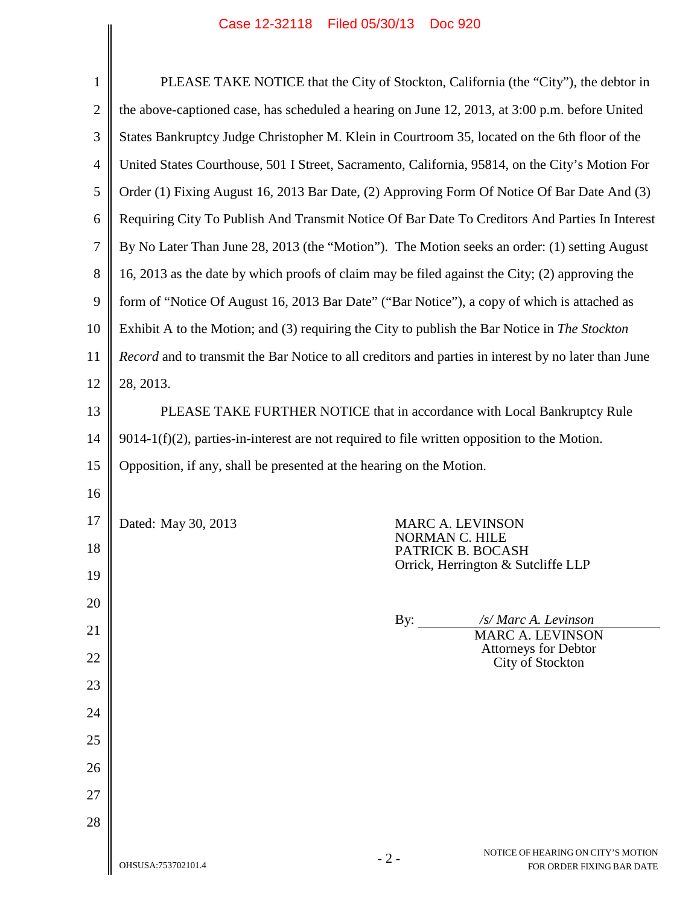PLEASE TAKE NOTICE that the City of Stockton, California (the "City"), the debtor in the above-captioned case, has scheduled a hearing on June 12, 2013, at 3:00 p.m. before United States Bankruptcy Judge Christopher M. Klein in Courtroom 35, located on the 6th floor of the United States Courthouse, 501 I Street, Sacramento, California, 95814, on the City's Motion For Order (1) Fixing August 16, 2013 Bar Date, (2) Approving Form Of Notice Of Bar Date And (3) Requiring City To Publish And Transmit Notice Of Bar Date To Creditors And Parties In Interest By No Later Than June 28, 2013 (the "Motion"). The Motion seeks an order: (1) setting August 16, 2013 as the date by which proofs of claim may be filed against the City; (2) approving the form of "Notice Of August 16, 2013 Bar Date" ("Bar Notice"), a copy of which is attached as Exhibit A to the Motion; and (3) requiring the City to publish the Bar Notice in *The Stockton Record* and to transmit the Bar Notice to all creditors and parties in interest by no later than June 28, 2013.

PLEASE TAKE FURTHER NOTICE that in accordance with Local Bankruptcy Rule 9014-1(f)(2), parties-in-interest are not required to file written opposition to the Motion. Opposition, if any, shall be presented at the hearing on the Motion.

Dated: May 30, 2013

MARC A. LEVINSON
NORMAN C. HILE
PATRICK B. BOCASH
Orrick, Herrington & Sutcliffe LLP

By: */s/ Marc A. Levinson*
MARC A. LEVINSON
Attorneys for Debtor
City of Stockton